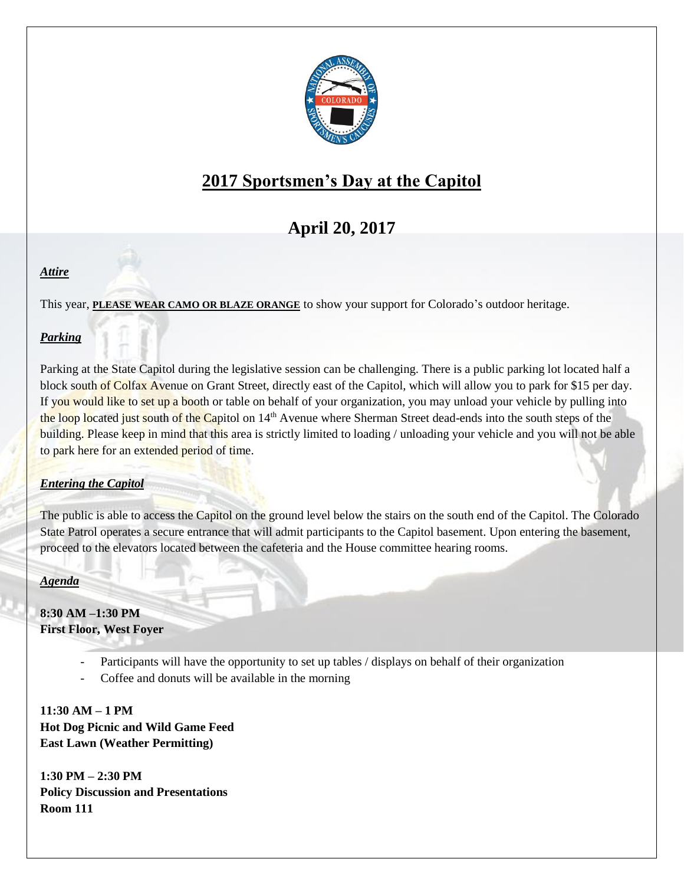# 2017 Sportsmen's Day at the Capitol

## April 20, 2017

***Attire***

This year, **PLEASE WEAR CAMO OR BLAZE ORANGE** to show your support for Colorado's outdoor heritage.

***Parking***

Parking at the State Capitol during the legislative session can be challenging. There is a public parking lot located half a block south of Colfax Avenue on Grant Street, directly east of the Capitol, which will allow you to park for $15 per day. If you would like to set up a booth or table on behalf of your organization, you may unload your vehicle by pulling into the loop located just south of the Capitol on 14th Avenue where Sherman Street dead-ends into the south steps of the building. Please keep in mind that this area is strictly limited to loading / unloading your vehicle and you will not be able to park here for an extended period of time.

***Entering the Capitol***

The public is able to access the Capitol on the ground level below the stairs on the south end of the Capitol. The Colorado State Patrol operates a secure entrance that will admit participants to the Capitol basement. Upon entering the basement, proceed to the elevators located between the cafeteria and the House committee hearing rooms.

***Agenda***

**8:30 AM –1:30 PM**
**First Floor, West Foyer**

- Participants will have the opportunity to set up tables / displays on behalf of their organization
- Coffee and donuts will be available in the morning

**11:30 AM – 1 PM**
**Hot Dog Picnic and Wild Game Feed**
**East Lawn (Weather Permitting)**

**1:30 PM – 2:30 PM**
**Policy Discussion and Presentations**
**Room 111**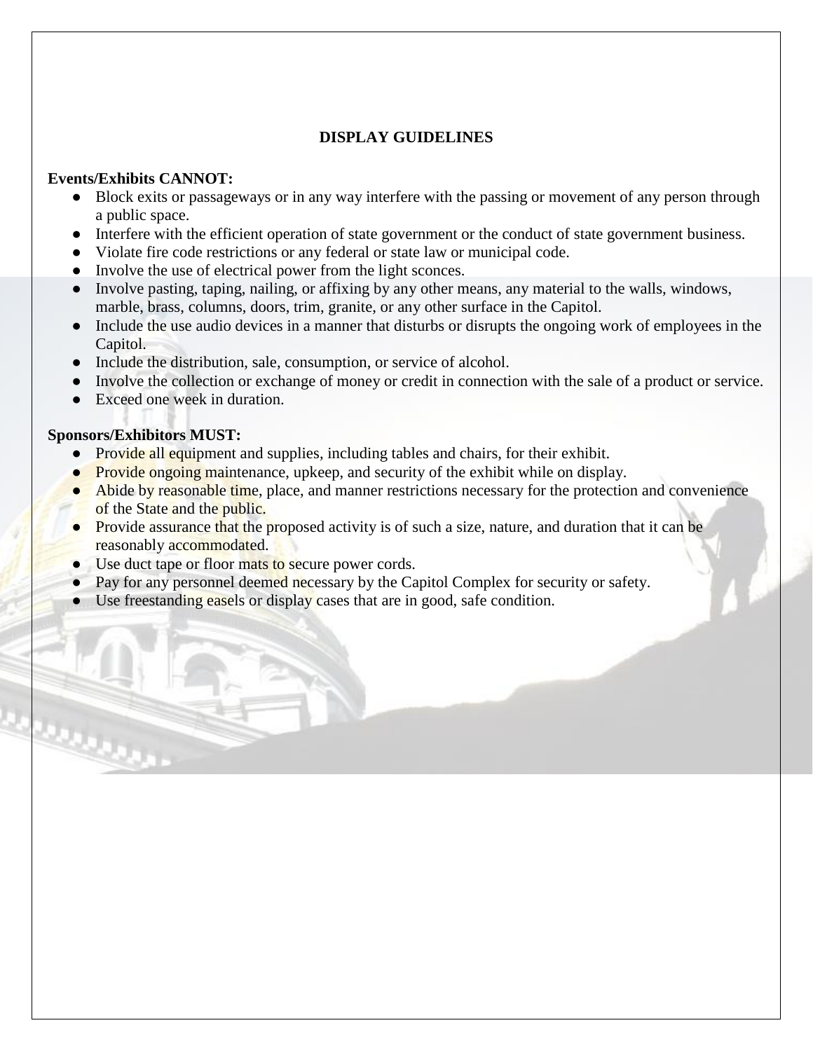## DISPLAY GUIDELINES

**Events/Exhibits CANNOT:**

- Block exits or passageways or in any way interfere with the passing or movement of any person through a public space.
- Interfere with the efficient operation of state government or the conduct of state government business.
- Violate fire code restrictions or any federal or state law or municipal code.
- Involve the use of electrical power from the light sconces.
- Involve pasting, taping, nailing, or affixing by any other means, any material to the walls, windows, marble, brass, columns, doors, trim, granite, or any other surface in the Capitol.
- Include the use audio devices in a manner that disturbs or disrupts the ongoing work of employees in the Capitol.
- Include the distribution, sale, consumption, or service of alcohol.
- Involve the collection or exchange of money or credit in connection with the sale of a product or service.
- Exceed one week in duration.

**Sponsors/Exhibitors MUST:**

- Provide all equipment and supplies, including tables and chairs, for their exhibit.
- Provide ongoing maintenance, upkeep, and security of the exhibit while on display.
- Abide by reasonable time, place, and manner restrictions necessary for the protection and convenience of the State and the public.
- Provide assurance that the proposed activity is of such a size, nature, and duration that it can be reasonably accommodated.
- Use duct tape or floor mats to secure power cords.
- Pay for any personnel deemed necessary by the Capitol Complex for security or safety.
- Use freestanding easels or display cases that are in good, safe condition.